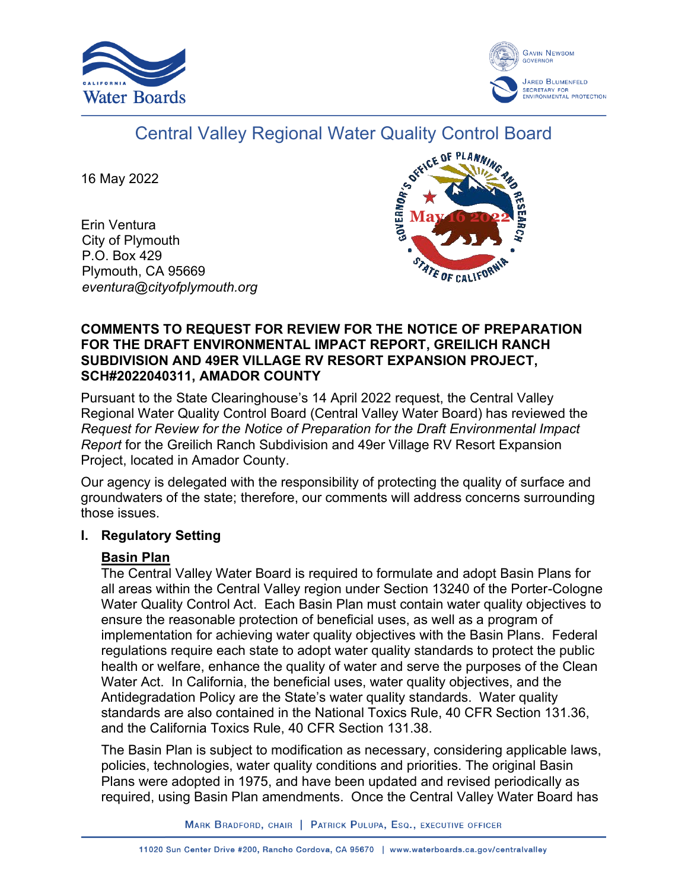Central Valley Regional Water Quality Control Board

16 May 2022

Erin Ventura
City of Plymouth
P.O. Box 429
Plymouth, CA 95669
*eventura@cityofplymouth.org*

**COMMENTS TO REQUEST FOR REVIEW FOR THE NOTICE OF PREPARATION FOR THE DRAFT ENVIRONMENTAL IMPACT REPORT, GREILICH RANCH SUBDIVISION AND 49ER VILLAGE RV RESORT EXPANSION PROJECT, SCH#2022040311, AMADOR COUNTY**

Pursuant to the State Clearinghouse's 14 April 2022 request, the Central Valley Regional Water Quality Control Board (Central Valley Water Board) has reviewed the *Request for Review for the Notice of Preparation for the Draft Environmental Impact Report* for the Greilich Ranch Subdivision and 49er Village RV Resort Expansion Project, located in Amador County.

Our agency is delegated with the responsibility of protecting the quality of surface and groundwaters of the state; therefore, our comments will address concerns surrounding those issues.

## I. Regulatory Setting

**Basin Plan**

The Central Valley Water Board is required to formulate and adopt Basin Plans for all areas within the Central Valley region under Section 13240 of the Porter-Cologne Water Quality Control Act. Each Basin Plan must contain water quality objectives to ensure the reasonable protection of beneficial uses, as well as a program of implementation for achieving water quality objectives with the Basin Plans. Federal regulations require each state to adopt water quality standards to protect the public health or welfare, enhance the quality of water and serve the purposes of the Clean Water Act. In California, the beneficial uses, water quality objectives, and the Antidegradation Policy are the State's water quality standards. Water quality standards are also contained in the National Toxics Rule, 40 CFR Section 131.36, and the California Toxics Rule, 40 CFR Section 131.38.

The Basin Plan is subject to modification as necessary, considering applicable laws, policies, technologies, water quality conditions and priorities. The original Basin Plans were adopted in 1975, and have been updated and revised periodically as required, using Basin Plan amendments. Once the Central Valley Water Board has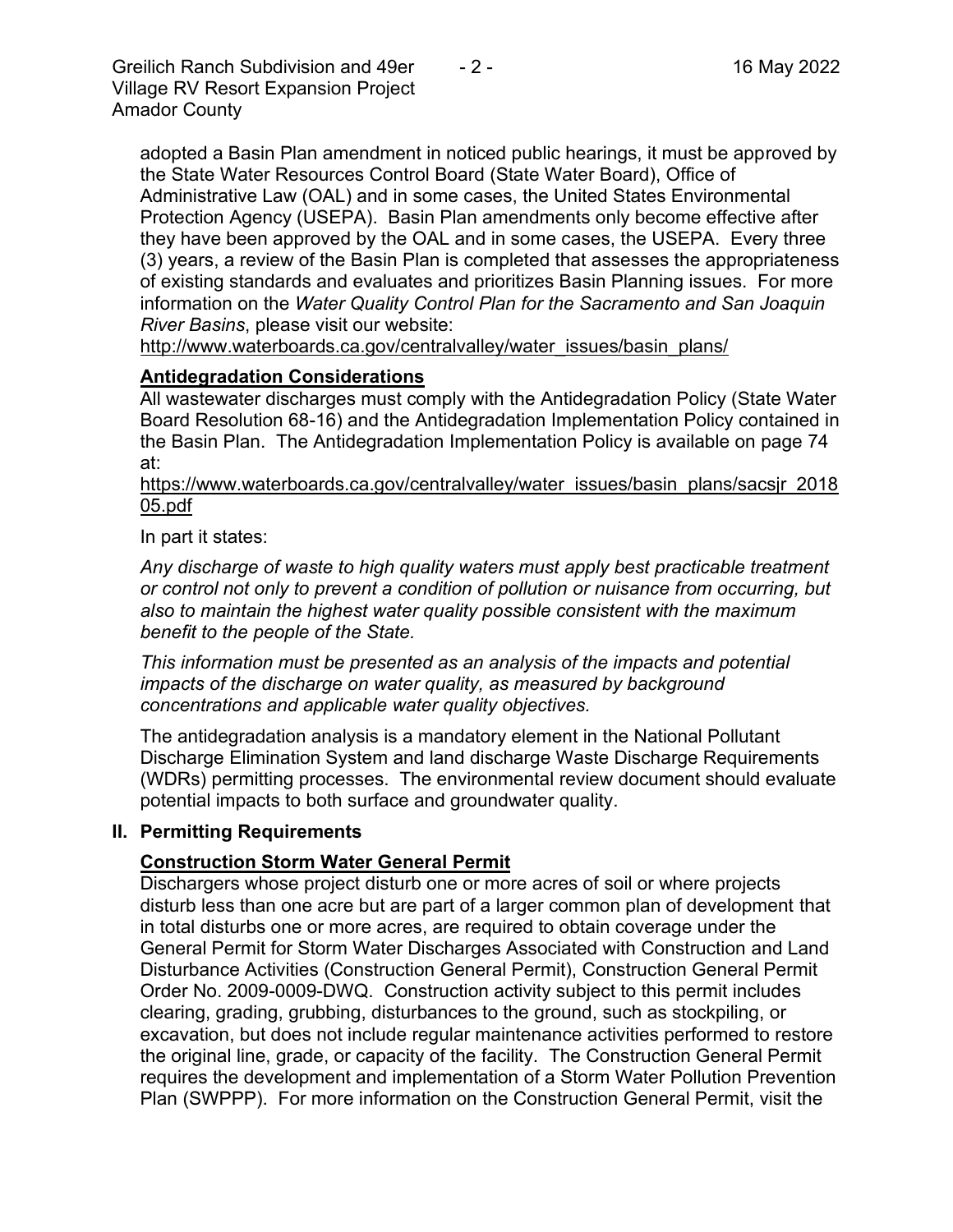adopted a Basin Plan amendment in noticed public hearings, it must be approved by the State Water Resources Control Board (State Water Board), Office of Administrative Law (OAL) and in some cases, the United States Environmental Protection Agency (USEPA). Basin Plan amendments only become effective after they have been approved by the OAL and in some cases, the USEPA. Every three (3) years, a review of the Basin Plan is completed that assesses the appropriateness of existing standards and evaluates and prioritizes Basin Planning issues. For more information on the *Water Quality Control Plan for the Sacramento and San Joaquin River Basins*, please visit our website:
http://www.waterboards.ca.gov/centralvalley/water_issues/basin_plans/

**Antidegradation Considerations**

All wastewater discharges must comply with the Antidegradation Policy (State Water Board Resolution 68-16) and the Antidegradation Implementation Policy contained in the Basin Plan. The Antidegradation Implementation Policy is available on page 74 at:
https://www.waterboards.ca.gov/centralvalley/water_issues/basin_plans/sacsjr_201805.pdf

In part it states:

*Any discharge of waste to high quality waters must apply best practicable treatment or control not only to prevent a condition of pollution or nuisance from occurring, but also to maintain the highest water quality possible consistent with the maximum benefit to the people of the State.*

*This information must be presented as an analysis of the impacts and potential impacts of the discharge on water quality, as measured by background concentrations and applicable water quality objectives.*

The antidegradation analysis is a mandatory element in the National Pollutant Discharge Elimination System and land discharge Waste Discharge Requirements (WDRs) permitting processes. The environmental review document should evaluate potential impacts to both surface and groundwater quality.

## II. Permitting Requirements

**Construction Storm Water General Permit**

Dischargers whose project disturb one or more acres of soil or where projects disturb less than one acre but are part of a larger common plan of development that in total disturbs one or more acres, are required to obtain coverage under the General Permit for Storm Water Discharges Associated with Construction and Land Disturbance Activities (Construction General Permit), Construction General Permit Order No. 2009-0009-DWQ. Construction activity subject to this permit includes clearing, grading, grubbing, disturbances to the ground, such as stockpiling, or excavation, but does not include regular maintenance activities performed to restore the original line, grade, or capacity of the facility. The Construction General Permit requires the development and implementation of a Storm Water Pollution Prevention Plan (SWPPP). For more information on the Construction General Permit, visit the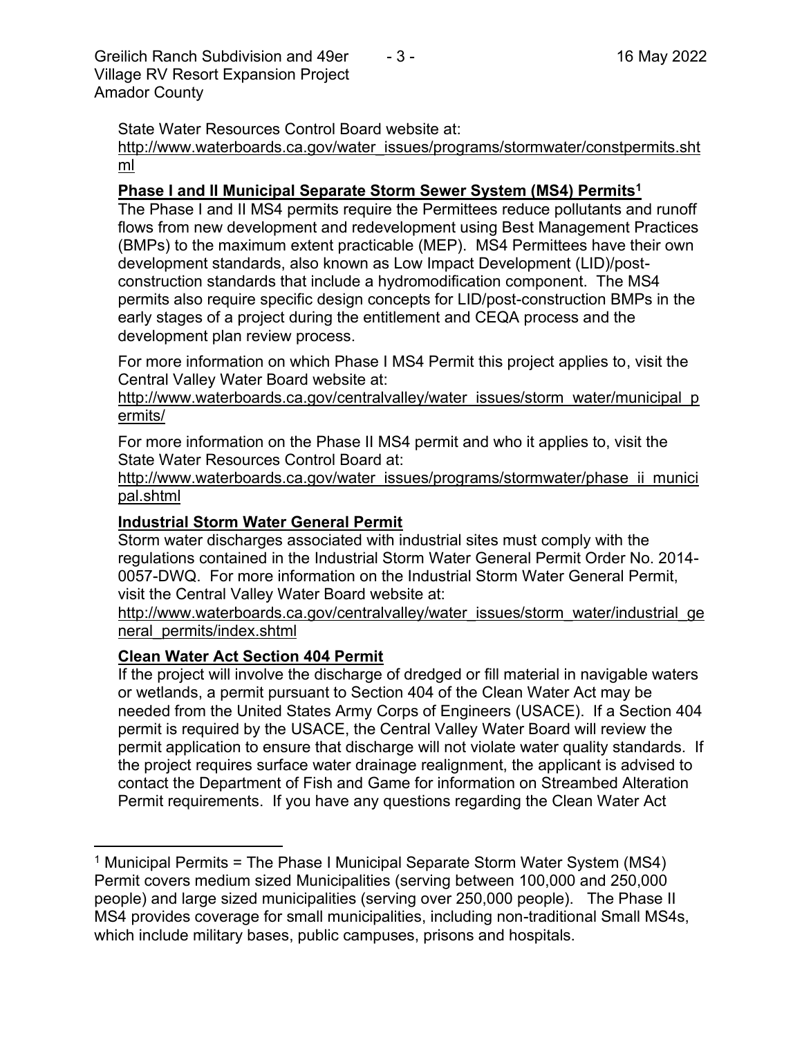State Water Resources Control Board website at:
http://www.waterboards.ca.gov/water_issues/programs/stormwater/constpermits.shtml

**Phase I and II Municipal Separate Storm Sewer System (MS4) Permits[1]**

The Phase I and II MS4 permits require the Permittees reduce pollutants and runoff flows from new development and redevelopment using Best Management Practices (BMPs) to the maximum extent practicable (MEP). MS4 Permittees have their own development standards, also known as Low Impact Development (LID)/post-construction standards that include a hydromodification component. The MS4 permits also require specific design concepts for LID/post-construction BMPs in the early stages of a project during the entitlement and CEQA process and the development plan review process.

For more information on which Phase I MS4 Permit this project applies to, visit the Central Valley Water Board website at:
http://www.waterboards.ca.gov/centralvalley/water_issues/storm_water/municipal_permits/

For more information on the Phase II MS4 permit and who it applies to, visit the State Water Resources Control Board at:
http://www.waterboards.ca.gov/water_issues/programs/stormwater/phase_ii_municipal.shtml

**Industrial Storm Water General Permit**

Storm water discharges associated with industrial sites must comply with the regulations contained in the Industrial Storm Water General Permit Order No. 2014-0057-DWQ. For more information on the Industrial Storm Water General Permit, visit the Central Valley Water Board website at:
http://www.waterboards.ca.gov/centralvalley/water_issues/storm_water/industrial_general_permits/index.shtml

**Clean Water Act Section 404 Permit**

If the project will involve the discharge of dredged or fill material in navigable waters or wetlands, a permit pursuant to Section 404 of the Clean Water Act may be needed from the United States Army Corps of Engineers (USACE). If a Section 404 permit is required by the USACE, the Central Valley Water Board will review the permit application to ensure that discharge will not violate water quality standards. If the project requires surface water drainage realignment, the applicant is advised to contact the Department of Fish and Game for information on Streambed Alteration Permit requirements. If you have any questions regarding the Clean Water Act

---

[1] Municipal Permits = The Phase I Municipal Separate Storm Water System (MS4) Permit covers medium sized Municipalities (serving between 100,000 and 250,000 people) and large sized municipalities (serving over 250,000 people). The Phase II MS4 provides coverage for small municipalities, including non-traditional Small MS4s, which include military bases, public campuses, prisons and hospitals.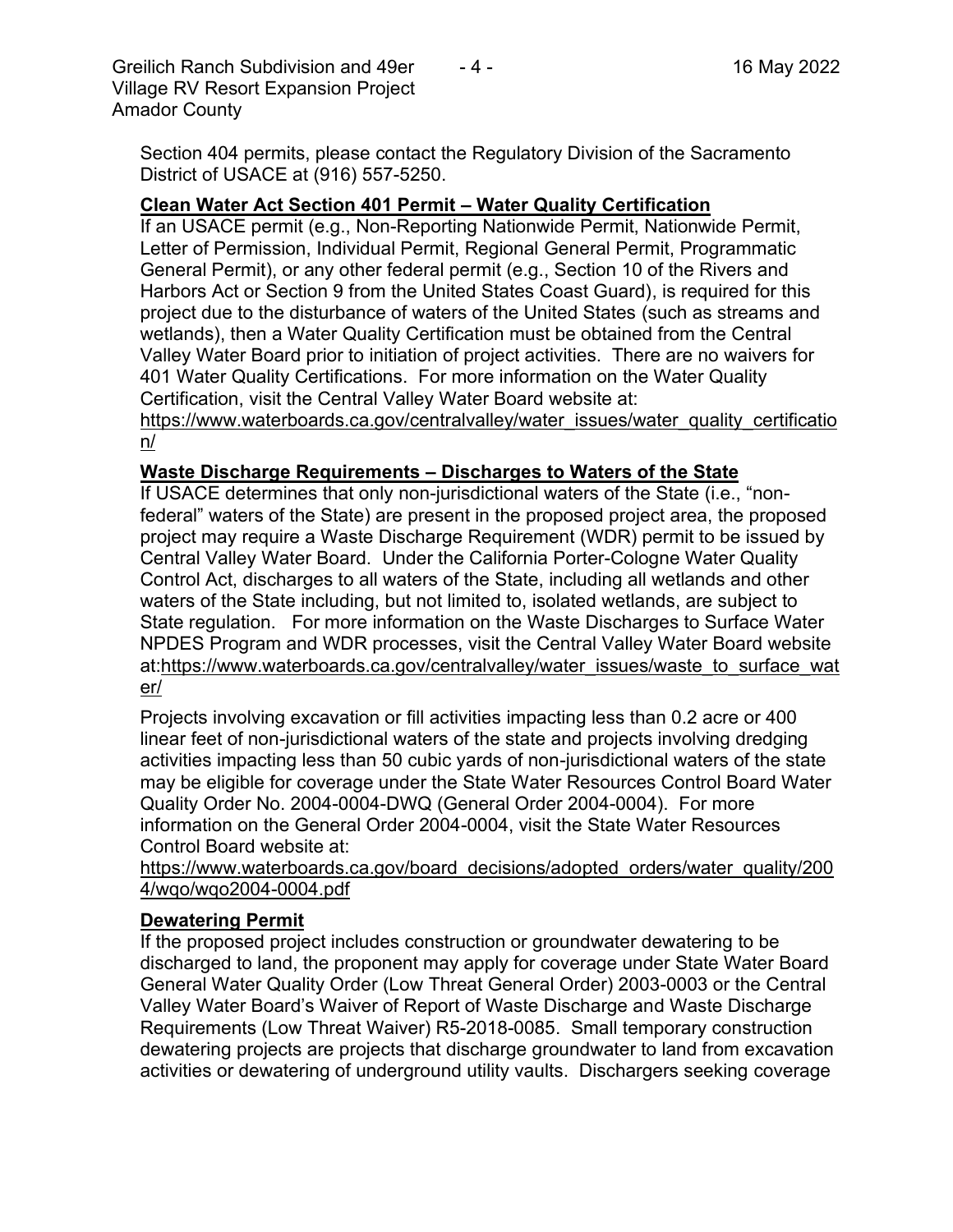Section 404 permits, please contact the Regulatory Division of the Sacramento District of USACE at (916) 557-5250.

**Clean Water Act Section 401 Permit – Water Quality Certification**

If an USACE permit (e.g., Non-Reporting Nationwide Permit, Nationwide Permit, Letter of Permission, Individual Permit, Regional General Permit, Programmatic General Permit), or any other federal permit (e.g., Section 10 of the Rivers and Harbors Act or Section 9 from the United States Coast Guard), is required for this project due to the disturbance of waters of the United States (such as streams and wetlands), then a Water Quality Certification must be obtained from the Central Valley Water Board prior to initiation of project activities. There are no waivers for 401 Water Quality Certifications. For more information on the Water Quality Certification, visit the Central Valley Water Board website at: https://www.waterboards.ca.gov/centralvalley/water_issues/water_quality_certification/

**Waste Discharge Requirements – Discharges to Waters of the State**

If USACE determines that only non-jurisdictional waters of the State (i.e., "non-federal" waters of the State) are present in the proposed project area, the proposed project may require a Waste Discharge Requirement (WDR) permit to be issued by Central Valley Water Board. Under the California Porter-Cologne Water Quality Control Act, discharges to all waters of the State, including all wetlands and other waters of the State including, but not limited to, isolated wetlands, are subject to State regulation. For more information on the Waste Discharges to Surface Water NPDES Program and WDR processes, visit the Central Valley Water Board website at:https://www.waterboards.ca.gov/centralvalley/water_issues/waste_to_surface_water/

Projects involving excavation or fill activities impacting less than 0.2 acre or 400 linear feet of non-jurisdictional waters of the state and projects involving dredging activities impacting less than 50 cubic yards of non-jurisdictional waters of the state may be eligible for coverage under the State Water Resources Control Board Water Quality Order No. 2004-0004-DWQ (General Order 2004-0004). For more information on the General Order 2004-0004, visit the State Water Resources Control Board website at: https://www.waterboards.ca.gov/board_decisions/adopted_orders/water_quality/2004/wqo/wqo2004-0004.pdf

**Dewatering Permit**

If the proposed project includes construction or groundwater dewatering to be discharged to land, the proponent may apply for coverage under State Water Board General Water Quality Order (Low Threat General Order) 2003-0003 or the Central Valley Water Board's Waiver of Report of Waste Discharge and Waste Discharge Requirements (Low Threat Waiver) R5-2018-0085. Small temporary construction dewatering projects are projects that discharge groundwater to land from excavation activities or dewatering of underground utility vaults. Dischargers seeking coverage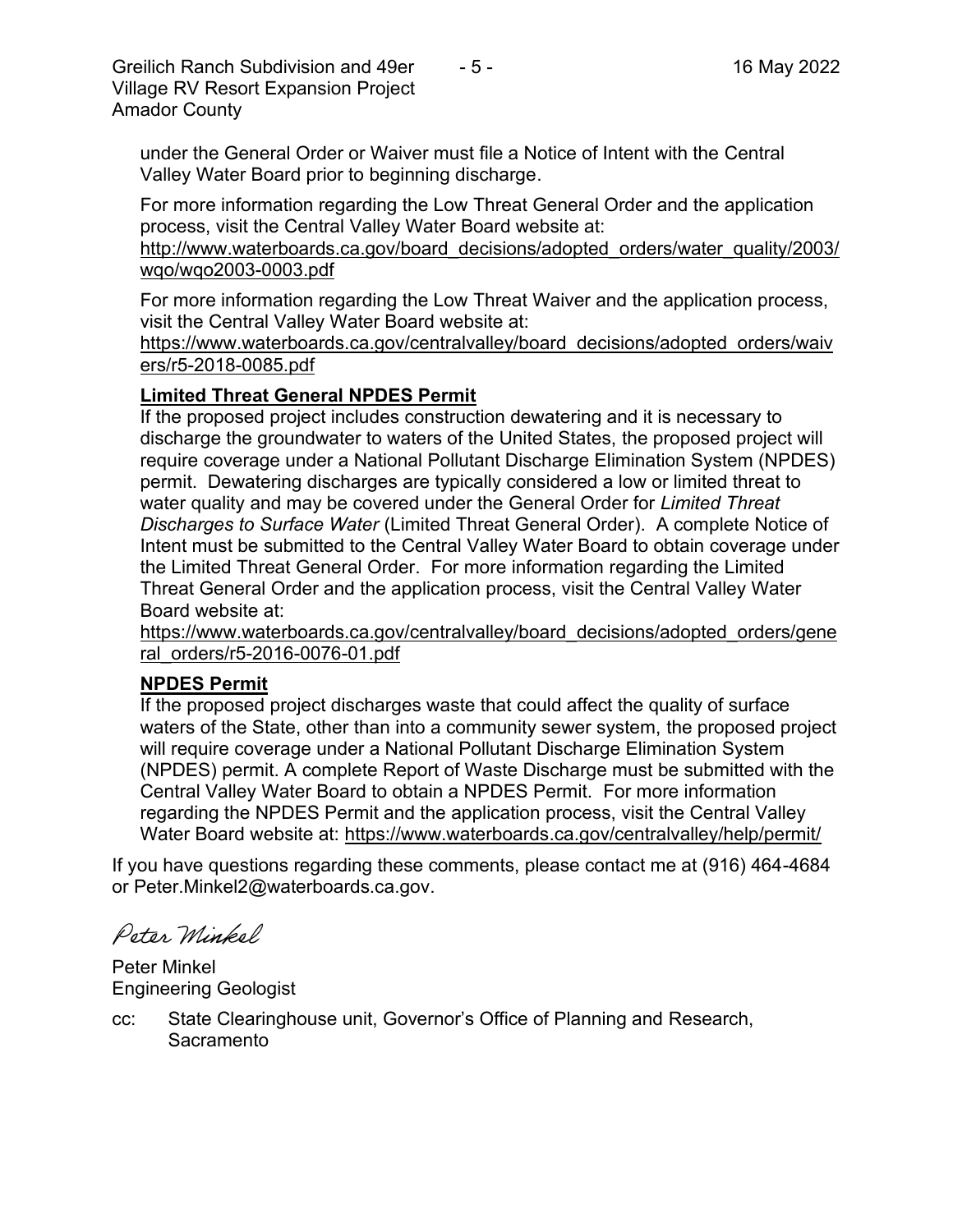under the General Order or Waiver must file a Notice of Intent with the Central Valley Water Board prior to beginning discharge.

For more information regarding the Low Threat General Order and the application process, visit the Central Valley Water Board website at:
http://www.waterboards.ca.gov/board_decisions/adopted_orders/water_quality/2003/wqo/wqo2003-0003.pdf

For more information regarding the Low Threat Waiver and the application process, visit the Central Valley Water Board website at:
https://www.waterboards.ca.gov/centralvalley/board_decisions/adopted_orders/waivers/r5-2018-0085.pdf

**Limited Threat General NPDES Permit**

If the proposed project includes construction dewatering and it is necessary to discharge the groundwater to waters of the United States, the proposed project will require coverage under a National Pollutant Discharge Elimination System (NPDES) permit. Dewatering discharges are typically considered a low or limited threat to water quality and may be covered under the General Order for *Limited Threat Discharges to Surface Water* (Limited Threat General Order). A complete Notice of Intent must be submitted to the Central Valley Water Board to obtain coverage under the Limited Threat General Order. For more information regarding the Limited Threat General Order and the application process, visit the Central Valley Water Board website at:
https://www.waterboards.ca.gov/centralvalley/board_decisions/adopted_orders/general_orders/r5-2016-0076-01.pdf

**NPDES Permit**

If the proposed project discharges waste that could affect the quality of surface waters of the State, other than into a community sewer system, the proposed project will require coverage under a National Pollutant Discharge Elimination System (NPDES) permit. A complete Report of Waste Discharge must be submitted with the Central Valley Water Board to obtain a NPDES Permit. For more information regarding the NPDES Permit and the application process, visit the Central Valley Water Board website at: https://www.waterboards.ca.gov/centralvalley/help/permit/

If you have questions regarding these comments, please contact me at (916) 464-4684 or Peter.Minkel2@waterboards.ca.gov.

*Peter Minkel*

Peter Minkel
Engineering Geologist

cc: State Clearinghouse unit, Governor's Office of Planning and Research, Sacramento